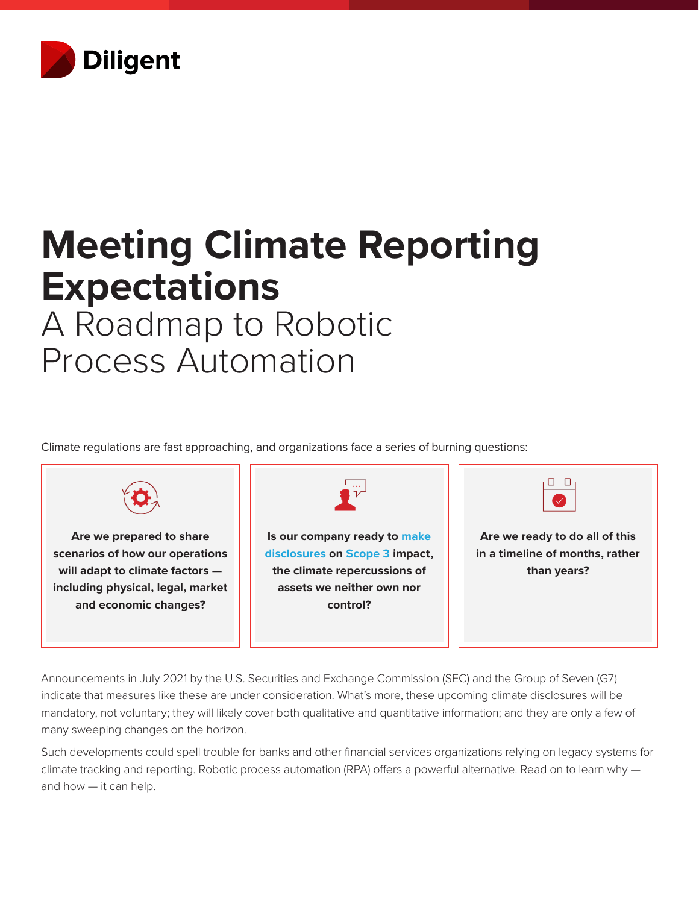Diligent

# Meeting Climate Reporting Expectations

## A Roadmap to Robotic Process Automation

Climate regulations are fast approaching, and organizations face a series of burning questions:

**Are we prepared to share scenarios of how our operations will adapt to climate factors — including physical, legal, market and economic changes?**

**Is our company ready to make disclosures on Scope 3 impact, the climate repercussions of assets we neither own nor control?**

**Are we ready to do all of this in a timeline of months, rather than years?**

Announcements in July 2021 by the U.S. Securities and Exchange Commission (SEC) and the Group of Seven (G7) indicate that measures like these are under consideration. What's more, these upcoming climate disclosures will be mandatory, not voluntary; they will likely cover both qualitative and quantitative information; and they are only a few of many sweeping changes on the horizon.

Such developments could spell trouble for banks and other financial services organizations relying on legacy systems for climate tracking and reporting. Robotic process automation (RPA) offers a powerful alternative. Read on to learn why — and how — it can help.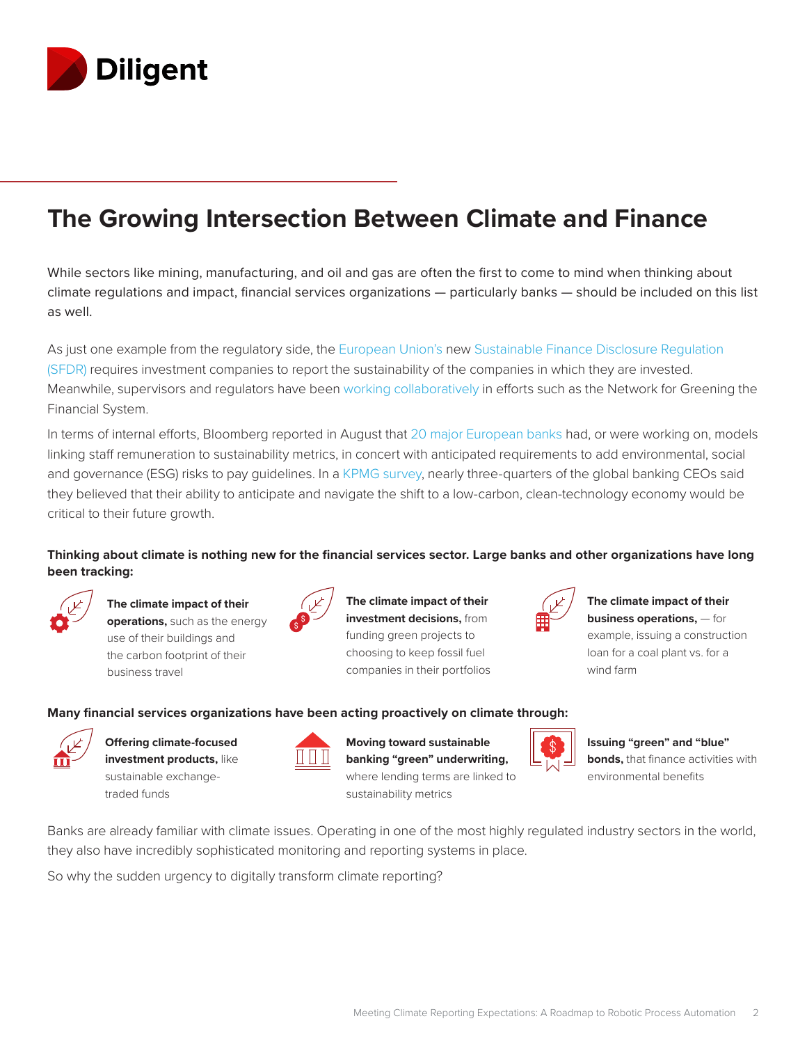# The Growing Intersection Between Climate and Finance

While sectors like mining, manufacturing, and oil and gas are often the first to come to mind when thinking about climate regulations and impact, financial services organizations — particularly banks — should be included on this list as well.

As just one example from the regulatory side, the European Union's new Sustainable Finance Disclosure Regulation (SFDR) requires investment companies to report the sustainability of the companies in which they are invested. Meanwhile, supervisors and regulators have been working collaboratively in efforts such as the Network for Greening the Financial System.

In terms of internal efforts, Bloomberg reported in August that 20 major European banks had, or were working on, models linking staff remuneration to sustainability metrics, in concert with anticipated requirements to add environmental, social and governance (ESG) risks to pay guidelines. In a KPMG survey, nearly three-quarters of the global banking CEOs said they believed that their ability to anticipate and navigate the shift to a low-carbon, clean-technology economy would be critical to their future growth.

**Thinking about climate is nothing new for the financial services sector. Large banks and other organizations have long been tracking:**

- **The climate impact of their operations,** such as the energy use of their buildings and the carbon footprint of their business travel
- **The climate impact of their investment decisions,** from funding green projects to choosing to keep fossil fuel companies in their portfolios
- **The climate impact of their business operations,** — for example, issuing a construction loan for a coal plant vs. for a wind farm

**Many financial services organizations have been acting proactively on climate through:**

- **Offering climate-focused investment products,** like sustainable exchange-traded funds
- **Moving toward sustainable banking "green" underwriting,** where lending terms are linked to sustainability metrics
- **Issuing "green" and "blue" bonds,** that finance activities with environmental benefits

Banks are already familiar with climate issues. Operating in one of the most highly regulated industry sectors in the world, they also have incredibly sophisticated monitoring and reporting systems in place.

So why the sudden urgency to digitally transform climate reporting?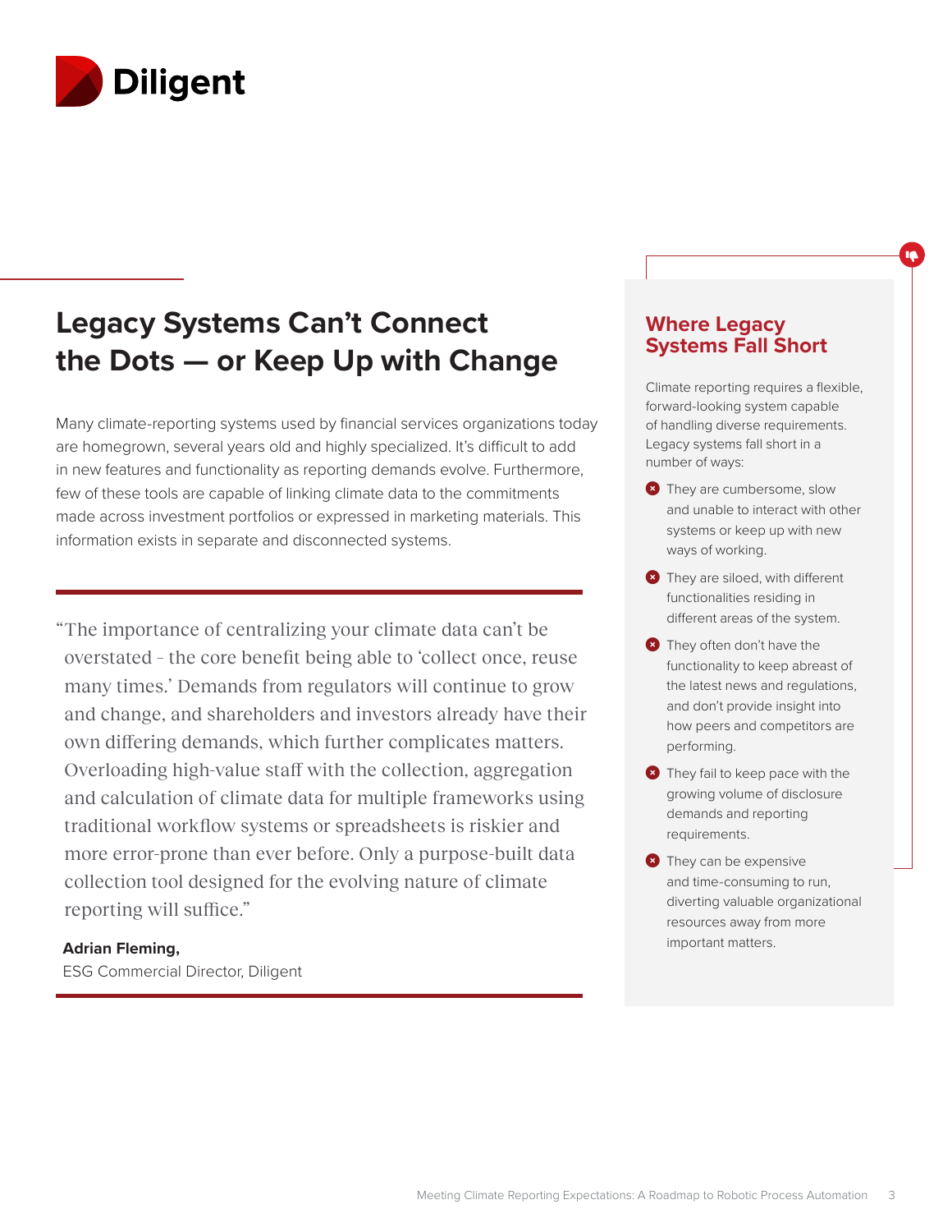## Legacy Systems Can't Connect the Dots — or Keep Up with Change

Many climate-reporting systems used by financial services organizations today are homegrown, several years old and highly specialized. It's difficult to add in new features and functionality as reporting demands evolve. Furthermore, few of these tools are capable of linking climate data to the commitments made across investment portfolios or expressed in marketing materials. This information exists in separate and disconnected systems.

> "The importance of centralizing your climate data can't be overstated – the core benefit being able to 'collect once, reuse many times.' Demands from regulators will continue to grow and change, and shareholders and investors already have their own differing demands, which further complicates matters. Overloading high-value staff with the collection, aggregation and calculation of climate data for multiple frameworks using traditional workflow systems or spreadsheets is riskier and more error-prone than ever before. Only a purpose-built data collection tool designed for the evolving nature of climate reporting will suffice."
>
> **Adrian Fleming,**
> ESG Commercial Director, Diligent

### Where Legacy Systems Fall Short

Climate reporting requires a flexible, forward-looking system capable of handling diverse requirements. Legacy systems fall short in a number of ways:

- They are cumbersome, slow and unable to interact with other systems or keep up with new ways of working.
- They are siloed, with different functionalities residing in different areas of the system.
- They often don't have the functionality to keep abreast of the latest news and regulations, and don't provide insight into how peers and competitors are performing.
- They fail to keep pace with the growing volume of disclosure demands and reporting requirements.
- They can be expensive and time-consuming to run, diverting valuable organizational resources away from more important matters.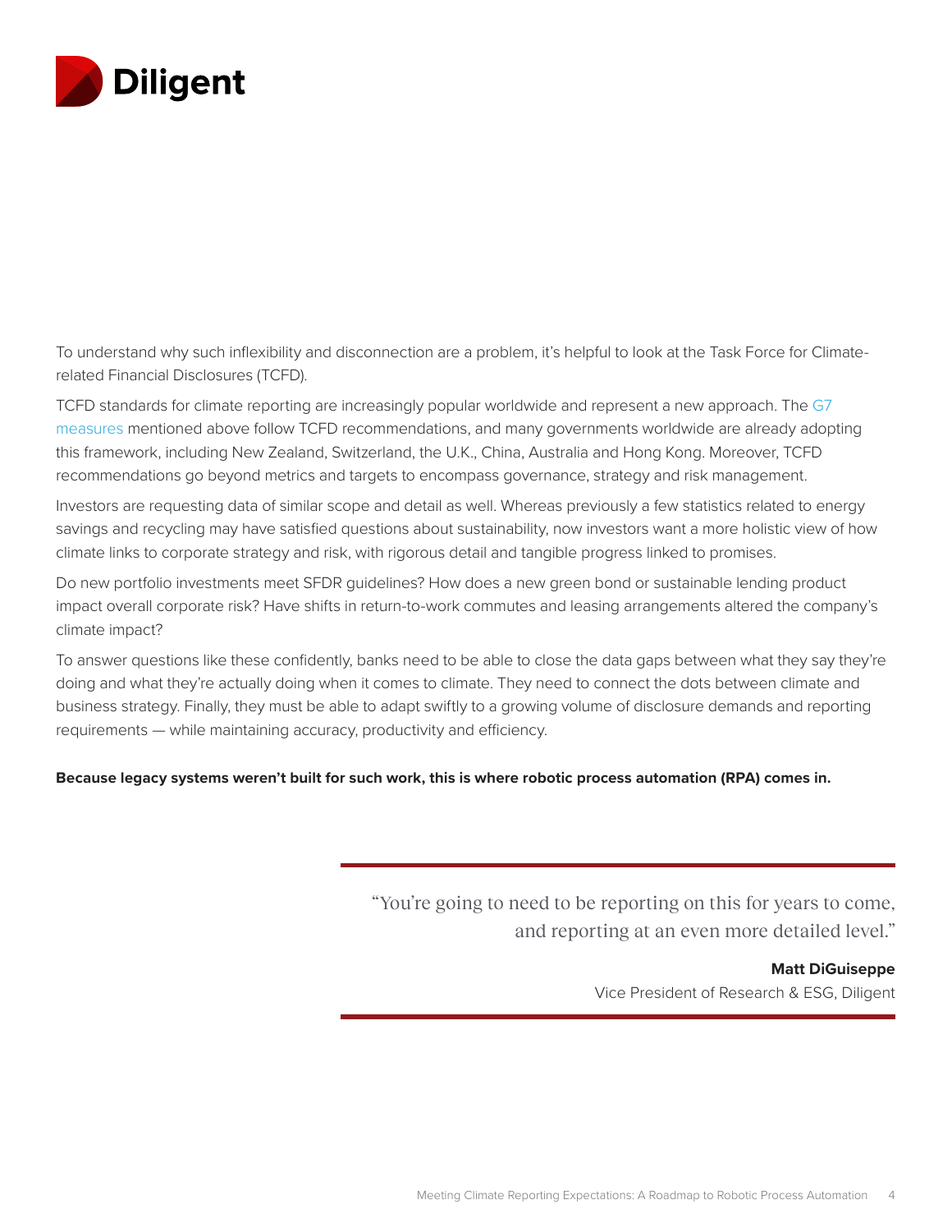To understand why such inflexibility and disconnection are a problem, it's helpful to look at the Task Force for Climate-related Financial Disclosures (TCFD).

TCFD standards for climate reporting are increasingly popular worldwide and represent a new approach. The G7 measures mentioned above follow TCFD recommendations, and many governments worldwide are already adopting this framework, including New Zealand, Switzerland, the U.K., China, Australia and Hong Kong. Moreover, TCFD recommendations go beyond metrics and targets to encompass governance, strategy and risk management.

Investors are requesting data of similar scope and detail as well. Whereas previously a few statistics related to energy savings and recycling may have satisfied questions about sustainability, now investors want a more holistic view of how climate links to corporate strategy and risk, with rigorous detail and tangible progress linked to promises.

Do new portfolio investments meet SFDR guidelines? How does a new green bond or sustainable lending product impact overall corporate risk? Have shifts in return-to-work commutes and leasing arrangements altered the company's climate impact?

To answer questions like these confidently, banks need to be able to close the data gaps between what they say they're doing and what they're actually doing when it comes to climate. They need to connect the dots between climate and business strategy. Finally, they must be able to adapt swiftly to a growing volume of disclosure demands and reporting requirements — while maintaining accuracy, productivity and efficiency.

**Because legacy systems weren't built for such work, this is where robotic process automation (RPA) comes in.**

> "You're going to need to be reporting on this for years to come, and reporting at an even more detailed level."
>
> **Matt DiGuiseppe**
> Vice President of Research & ESG, Diligent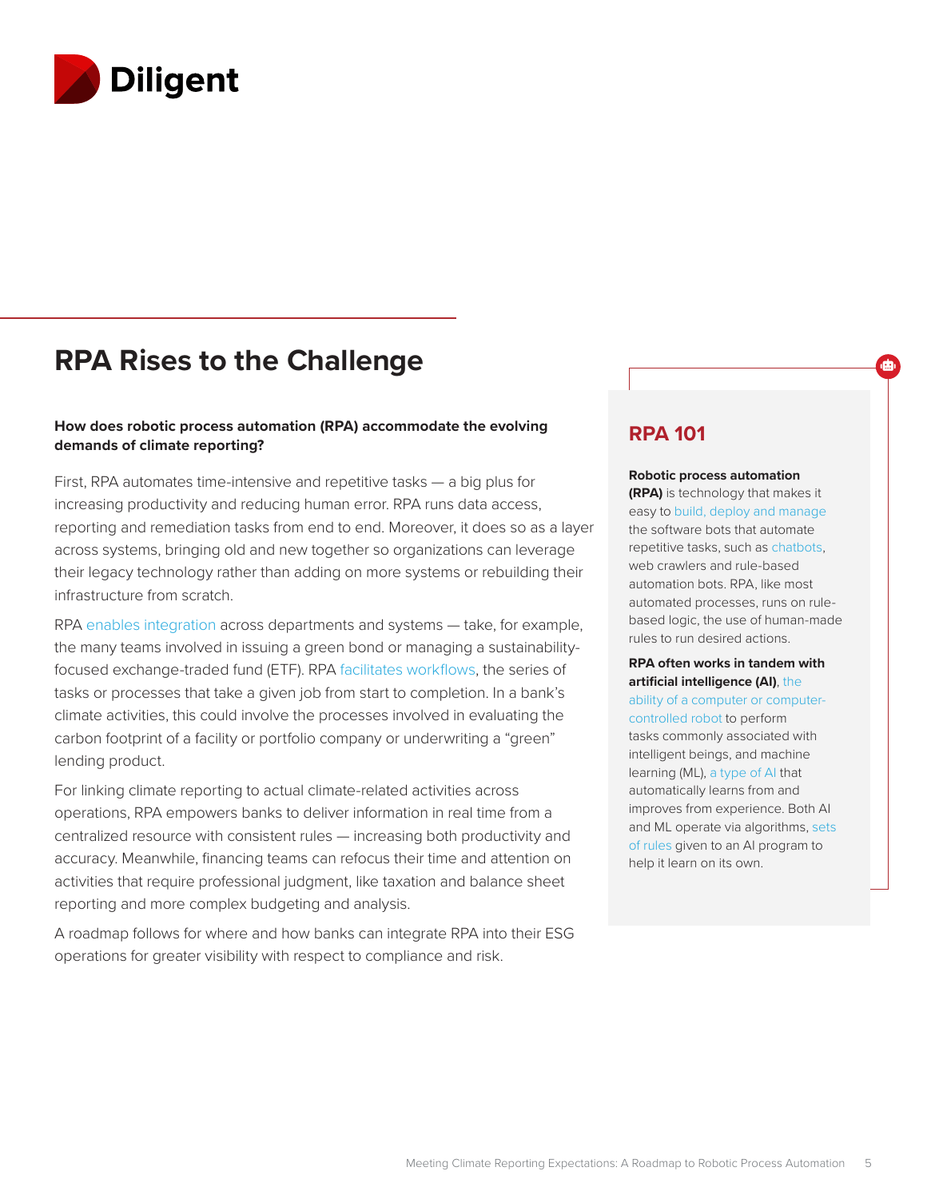## RPA Rises to the Challenge

**How does robotic process automation (RPA) accommodate the evolving demands of climate reporting?**

First, RPA automates time-intensive and repetitive tasks — a big plus for increasing productivity and reducing human error. RPA runs data access, reporting and remediation tasks from end to end. Moreover, it does so as a layer across systems, bringing old and new together so organizations can leverage their legacy technology rather than adding on more systems or rebuilding their infrastructure from scratch.

RPA enables integration across departments and systems — take, for example, the many teams involved in issuing a green bond or managing a sustainability-focused exchange-traded fund (ETF). RPA facilitates workflows, the series of tasks or processes that take a given job from start to completion. In a bank's climate activities, this could involve the processes involved in evaluating the carbon footprint of a facility or portfolio company or underwriting a "green" lending product.

For linking climate reporting to actual climate-related activities across operations, RPA empowers banks to deliver information in real time from a centralized resource with consistent rules — increasing both productivity and accuracy. Meanwhile, financing teams can refocus their time and attention on activities that require professional judgment, like taxation and balance sheet reporting and more complex budgeting and analysis.

A roadmap follows for where and how banks can integrate RPA into their ESG operations for greater visibility with respect to compliance and risk.

### RPA 101

**Robotic process automation (RPA)** is technology that makes it easy to build, deploy and manage the software bots that automate repetitive tasks, such as chatbots, web crawlers and rule-based automation bots. RPA, like most automated processes, runs on rule-based logic, the use of human-made rules to run desired actions.

**RPA often works in tandem with artificial intelligence (AI)**, the ability of a computer or computer-controlled robot to perform tasks commonly associated with intelligent beings, and machine learning (ML), a type of AI that automatically learns from and improves from experience. Both AI and ML operate via algorithms, sets of rules given to an AI program to help it learn on its own.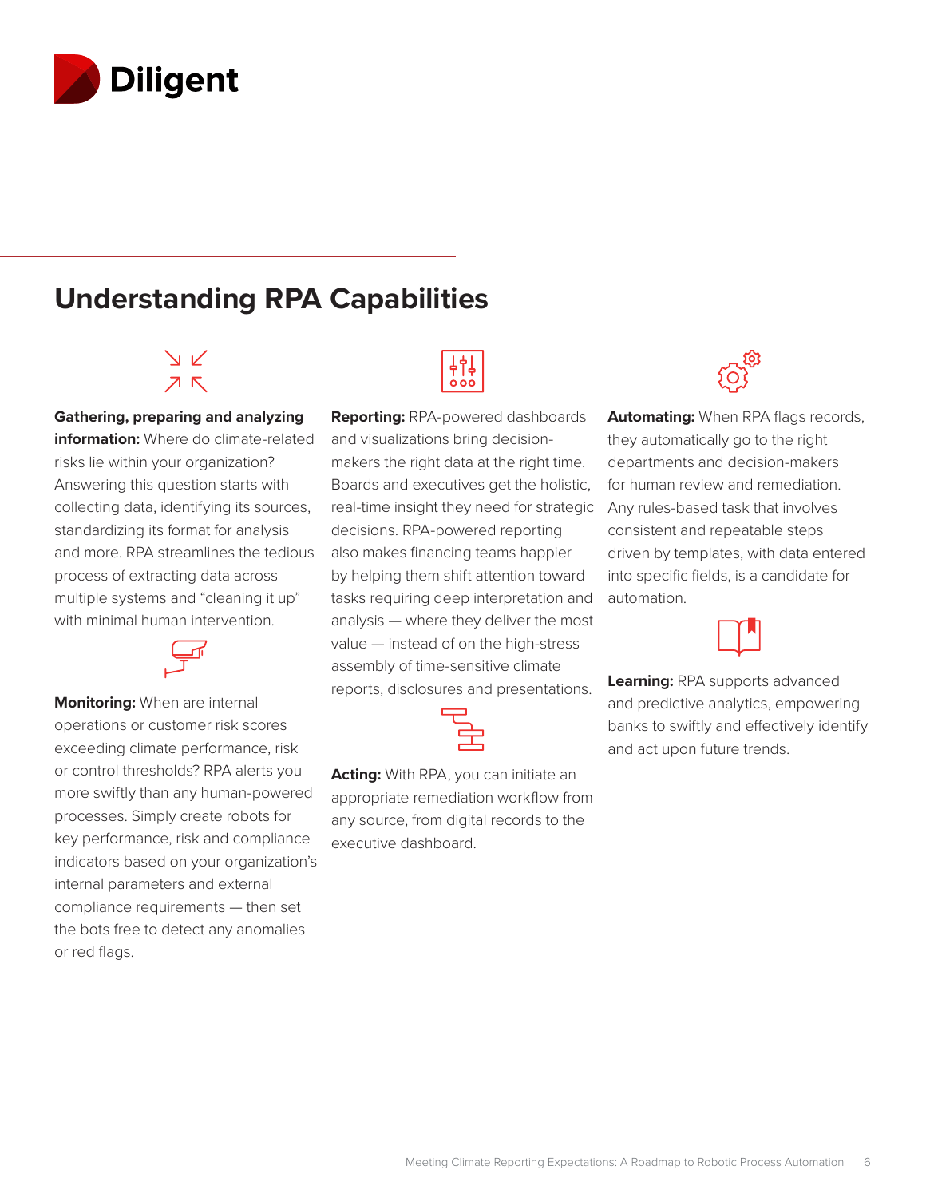## Understanding RPA Capabilities

**Gathering, preparing and analyzing information:** Where do climate-related risks lie within your organization? Answering this question starts with collecting data, identifying its sources, standardizing its format for analysis and more. RPA streamlines the tedious process of extracting data across multiple systems and "cleaning it up" with minimal human intervention.

**Monitoring:** When are internal operations or customer risk scores exceeding climate performance, risk or control thresholds? RPA alerts you more swiftly than any human-powered processes. Simply create robots for key performance, risk and compliance indicators based on your organization's internal parameters and external compliance requirements — then set the bots free to detect any anomalies or red flags.

**Reporting:** RPA-powered dashboards and visualizations bring decision-makers the right data at the right time. Boards and executives get the holistic, real-time insight they need for strategic decisions. RPA-powered reporting also makes financing teams happier by helping them shift attention toward tasks requiring deep interpretation and analysis — where they deliver the most value — instead of on the high-stress assembly of time-sensitive climate reports, disclosures and presentations.

**Acting:** With RPA, you can initiate an appropriate remediation workflow from any source, from digital records to the executive dashboard.

**Automating:** When RPA flags records, they automatically go to the right departments and decision-makers for human review and remediation. Any rules-based task that involves consistent and repeatable steps driven by templates, with data entered into specific fields, is a candidate for automation.

**Learning:** RPA supports advanced and predictive analytics, empowering banks to swiftly and effectively identify and act upon future trends.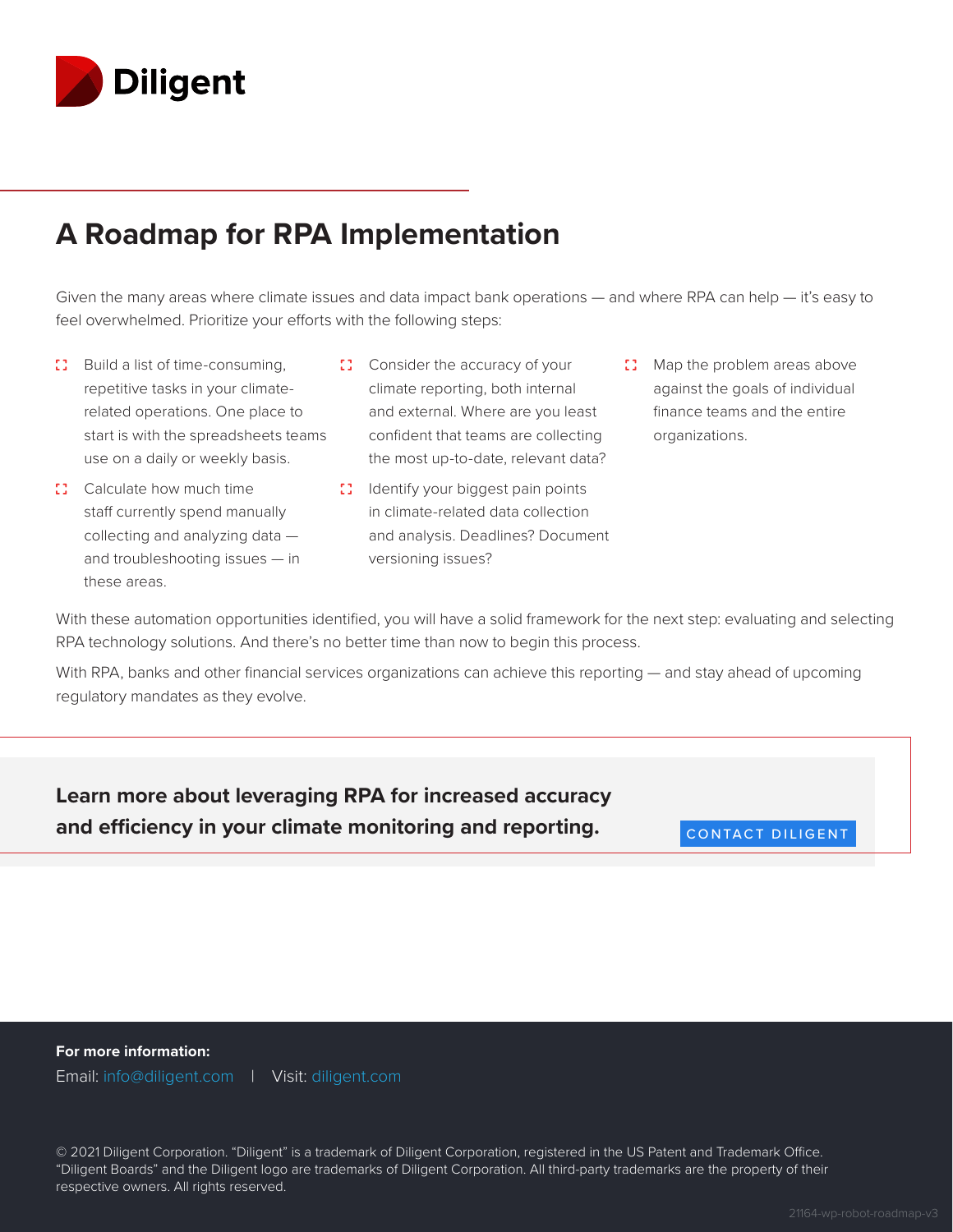Diligent

## A Roadmap for RPA Implementation

Given the many areas where climate issues and data impact bank operations — and where RPA can help — it's easy to feel overwhelmed. Prioritize your efforts with the following steps:

- Build a list of time-consuming, repetitive tasks in your climate-related operations. One place to start is with the spreadsheets teams use on a daily or weekly basis.
- Calculate how much time staff currently spend manually collecting and analyzing data — and troubleshooting issues — in these areas.
- Consider the accuracy of your climate reporting, both internal and external. Where are you least confident that teams are collecting the most up-to-date, relevant data?
- Identify your biggest pain points in climate-related data collection and analysis. Deadlines? Document versioning issues?
- Map the problem areas above against the goals of individual finance teams and the entire organizations.

With these automation opportunities identified, you will have a solid framework for the next step: evaluating and selecting RPA technology solutions. And there's no better time than now to begin this process.

With RPA, banks and other financial services organizations can achieve this reporting — and stay ahead of upcoming regulatory mandates as they evolve.

**Learn more about leveraging RPA for increased accuracy and efficiency in your climate monitoring and reporting.**

CONTACT DILIGENT

**For more information:**

Email: info@diligent.com | Visit: diligent.com

© 2021 Diligent Corporation. "Diligent" is a trademark of Diligent Corporation, registered in the US Patent and Trademark Office. "Diligent Boards" and the Diligent logo are trademarks of Diligent Corporation. All third-party trademarks are the property of their respective owners. All rights reserved.

21164-wp-robot-roadmap-v3